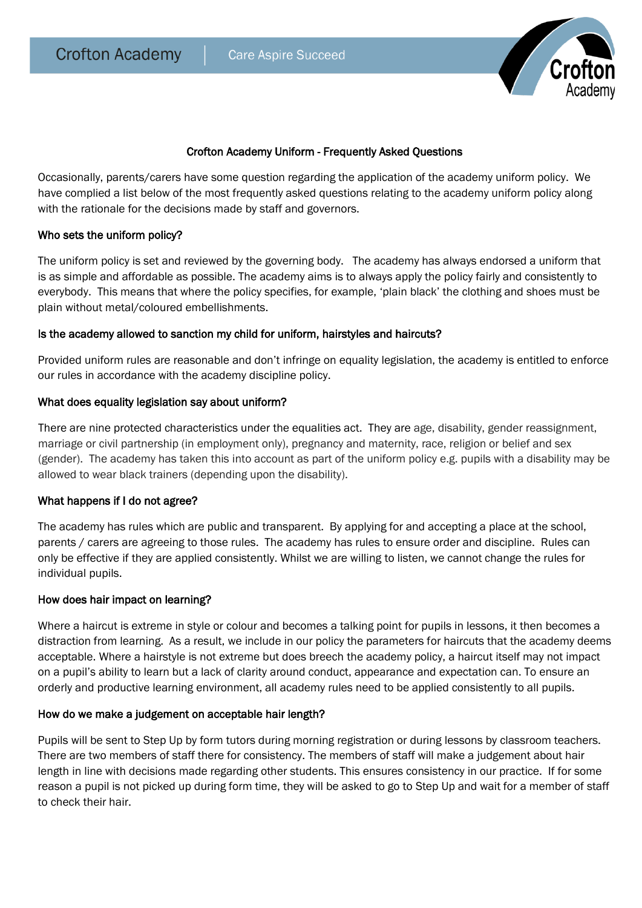# Crofton Academy Uniform - Frequently Asked Questions

Occasionally, parents/carers have some question regarding the application of the academy uniform policy. We have complied a list below of the most frequently asked questions relating to the academy uniform policy along with the rationale for the decisions made by staff and governors.

## Who sets the uniform policy?

The uniform policy is set and reviewed by the governing body. The academy has always endorsed a uniform that is as simple and affordable as possible. The academy aims is to always apply the policy fairly and consistently to everybody. This means that where the policy specifies, for example, 'plain black' the clothing and shoes must be plain without metal/coloured embellishments.

## Is the academy allowed to sanction my child for uniform, hairstyles and haircuts?

Provided uniform rules are reasonable and don't infringe on equality legislation, the academy is entitled to enforce our rules in accordance with the academy discipline policy.

## What does equality legislation say about uniform?

There are nine protected characteristics under the equalities act. They are age, disability, gender reassignment, marriage or civil partnership (in employment only), pregnancy and maternity, race, religion or belief and sex (gender). The academy has taken this into account as part of the uniform policy e.g. pupils with a disability may be allowed to wear black trainers (depending upon the disability).

## What happens if I do not agree?

The academy has rules which are public and transparent. By applying for and accepting a place at the school, parents / carers are agreeing to those rules. The academy has rules to ensure order and discipline. Rules can only be effective if they are applied consistently. Whilst we are willing to listen, we cannot change the rules for individual pupils.

## How does hair impact on learning?

Where a haircut is extreme in style or colour and becomes a talking point for pupils in lessons, it then becomes a distraction from learning. As a result, we include in our policy the parameters for haircuts that the academy deems acceptable. Where a hairstyle is not extreme but does breech the academy policy, a haircut itself may not impact on a pupil's ability to learn but a lack of clarity around conduct, appearance and expectation can. To ensure an orderly and productive learning environment, all academy rules need to be applied consistently to all pupils.

## How do we make a judgement on acceptable hair length?

Pupils will be sent to Step Up by form tutors during morning registration or during lessons by classroom teachers. There are two members of staff there for consistency. The members of staff will make a judgement about hair length in line with decisions made regarding other students. This ensures consistency in our practice. If for some reason a pupil is not picked up during form time, they will be asked to go to Step Up and wait for a member of staff to check their hair.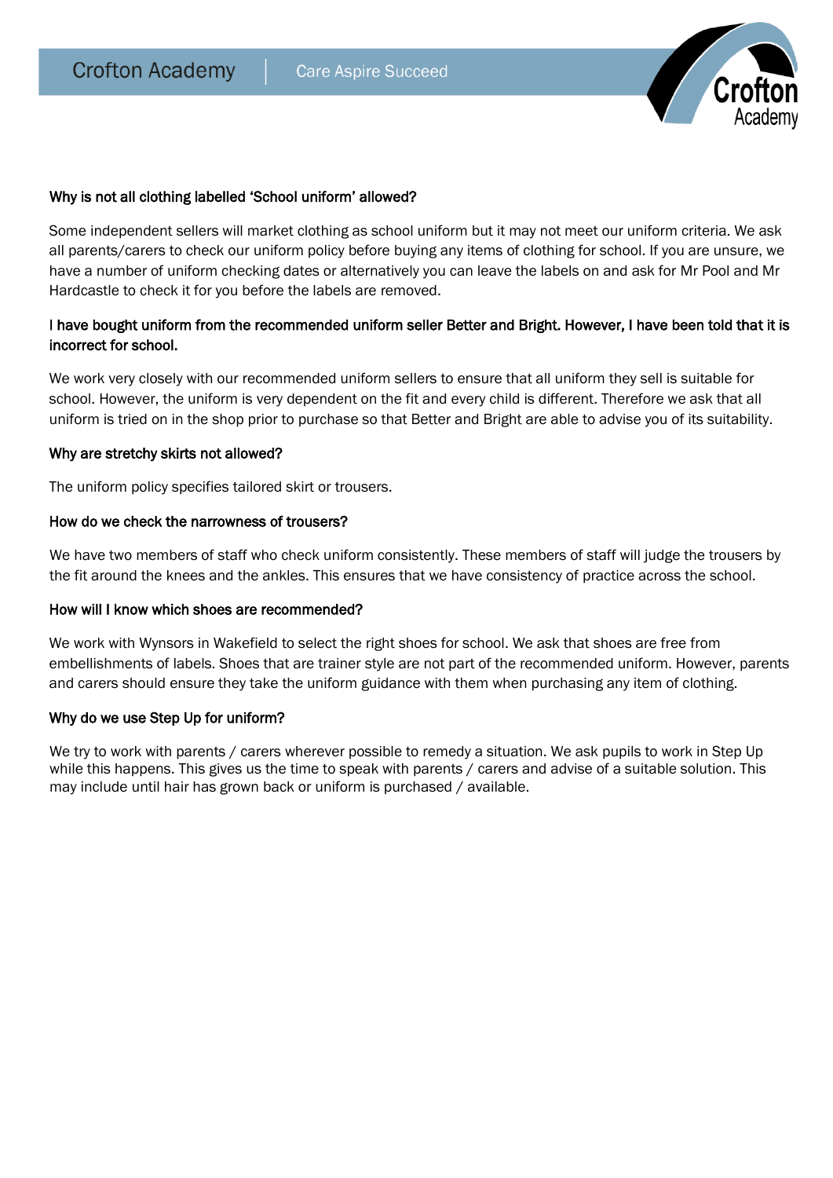**Why is not all clothing labelled 'School uniform' allowed?**

Some independent sellers will market clothing as school uniform but it may not meet our uniform criteria. We ask all parents/carers to check our uniform policy before buying any items of clothing for school. If you are unsure, we have a number of uniform checking dates or alternatively you can leave the labels on and ask for Mr Pool and Mr Hardcastle to check it for you before the labels are removed.

**I have bought uniform from the recommended uniform seller Better and Bright. However, I have been told that it is incorrect for school.**

We work very closely with our recommended uniform sellers to ensure that all uniform they sell is suitable for school. However, the uniform is very dependent on the fit and every child is different. Therefore we ask that all uniform is tried on in the shop prior to purchase so that Better and Bright are able to advise you of its suitability.

**Why are stretchy skirts not allowed?**

The uniform policy specifies tailored skirt or trousers.

**How do we check the narrowness of trousers?**

We have two members of staff who check uniform consistently. These members of staff will judge the trousers by the fit around the knees and the ankles. This ensures that we have consistency of practice across the school.

**How will I know which shoes are recommended?**

We work with Wynsors in Wakefield to select the right shoes for school. We ask that shoes are free from embellishments of labels. Shoes that are trainer style are not part of the recommended uniform. However, parents and carers should ensure they take the uniform guidance with them when purchasing any item of clothing.

**Why do we use Step Up for uniform?**

We try to work with parents / carers wherever possible to remedy a situation. We ask pupils to work in Step Up while this happens. This gives us the time to speak with parents / carers and advise of a suitable solution. This may include until hair has grown back or uniform is purchased / available.